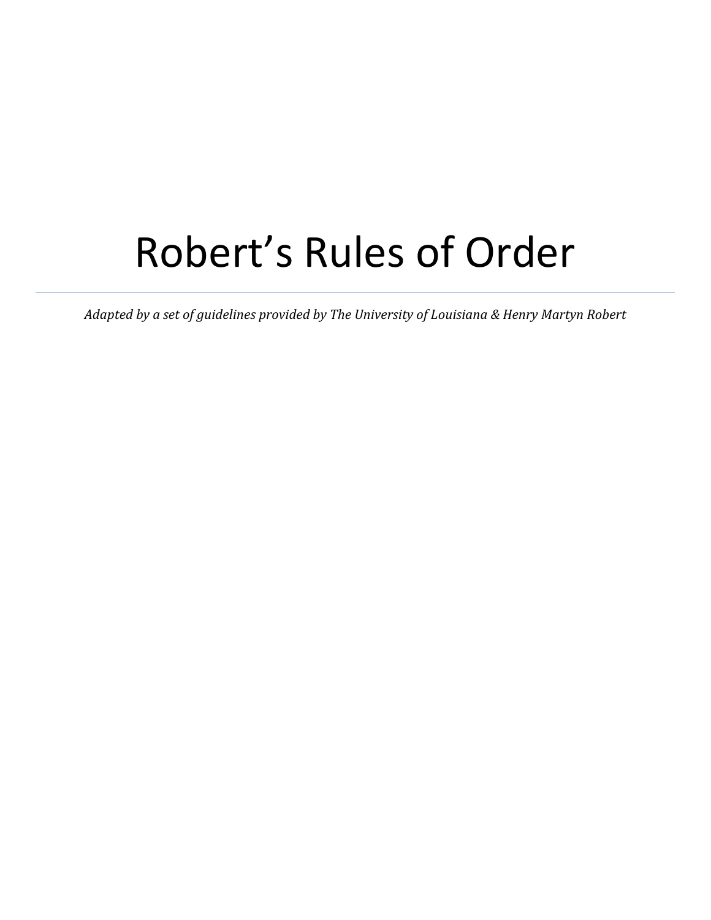# Robert’s Rules of Order

---

*Adapted by a set of guidelines provided by The University of Louisiana & Henry Martyn Robert*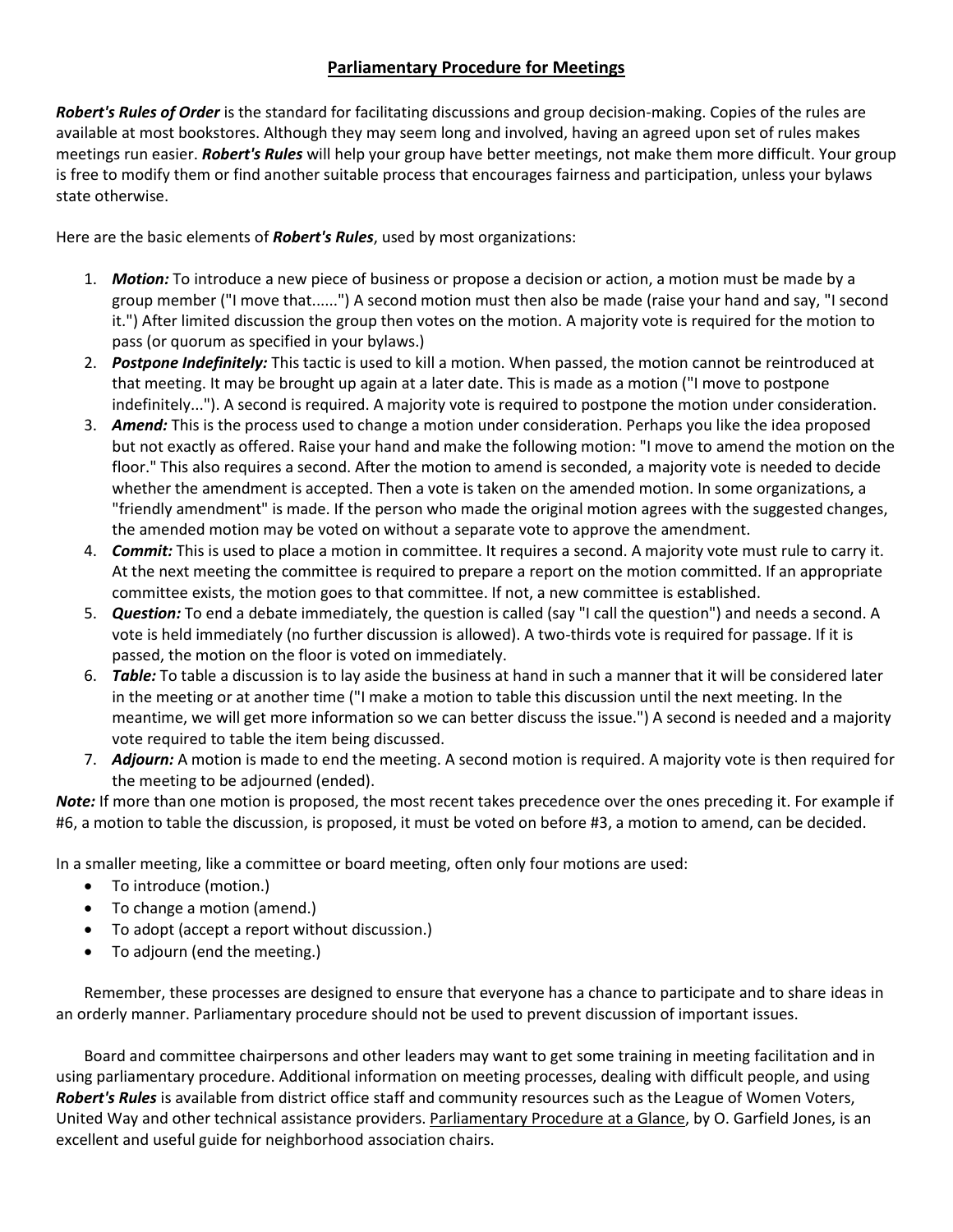## Parliamentary Procedure for Meetings

***Robert's Rules of Order*** is the standard for facilitating discussions and group decision-making. Copies of the rules are available at most bookstores. Although they may seem long and involved, having an agreed upon set of rules makes meetings run easier. ***Robert's Rules*** will help your group have better meetings, not make them more difficult. Your group is free to modify them or find another suitable process that encourages fairness and participation, unless your bylaws state otherwise.

Here are the basic elements of ***Robert's Rules***, used by most organizations:

1. ***Motion:*** To introduce a new piece of business or propose a decision or action, a motion must be made by a group member ("I move that......") A second motion must then also be made (raise your hand and say, "I second it.") After limited discussion the group then votes on the motion. A majority vote is required for the motion to pass (or quorum as specified in your bylaws.)
2. ***Postpone Indefinitely:*** This tactic is used to kill a motion. When passed, the motion cannot be reintroduced at that meeting. It may be brought up again at a later date. This is made as a motion ("I move to postpone indefinitely..."). A second is required. A majority vote is required to postpone the motion under consideration.
3. ***Amend:*** This is the process used to change a motion under consideration. Perhaps you like the idea proposed but not exactly as offered. Raise your hand and make the following motion: "I move to amend the motion on the floor." This also requires a second. After the motion to amend is seconded, a majority vote is needed to decide whether the amendment is accepted. Then a vote is taken on the amended motion. In some organizations, a "friendly amendment" is made. If the person who made the original motion agrees with the suggested changes, the amended motion may be voted on without a separate vote to approve the amendment.
4. ***Commit:*** This is used to place a motion in committee. It requires a second. A majority vote must rule to carry it. At the next meeting the committee is required to prepare a report on the motion committed. If an appropriate committee exists, the motion goes to that committee. If not, a new committee is established.
5. ***Question:*** To end a debate immediately, the question is called (say "I call the question") and needs a second. A vote is held immediately (no further discussion is allowed). A two-thirds vote is required for passage. If it is passed, the motion on the floor is voted on immediately.
6. ***Table:*** To table a discussion is to lay aside the business at hand in such a manner that it will be considered later in the meeting or at another time ("I make a motion to table this discussion until the next meeting. In the meantime, we will get more information so we can better discuss the issue.") A second is needed and a majority vote required to table the item being discussed.
7. ***Adjourn:*** A motion is made to end the meeting. A second motion is required. A majority vote is then required for the meeting to be adjourned (ended).

***Note:*** If more than one motion is proposed, the most recent takes precedence over the ones preceding it. For example if #6, a motion to table the discussion, is proposed, it must be voted on before #3, a motion to amend, can be decided.

In a smaller meeting, like a committee or board meeting, often only four motions are used:

- To introduce (motion.)
- To change a motion (amend.)
- To adopt (accept a report without discussion.)
- To adjourn (end the meeting.)

Remember, these processes are designed to ensure that everyone has a chance to participate and to share ideas in an orderly manner. Parliamentary procedure should not be used to prevent discussion of important issues.

Board and committee chairpersons and other leaders may want to get some training in meeting facilitation and in using parliamentary procedure. Additional information on meeting processes, dealing with difficult people, and using ***Robert's Rules*** is available from district office staff and community resources such as the League of Women Voters, United Way and other technical assistance providers. Parliamentary Procedure at a Glance, by O. Garfield Jones, is an excellent and useful guide for neighborhood association chairs.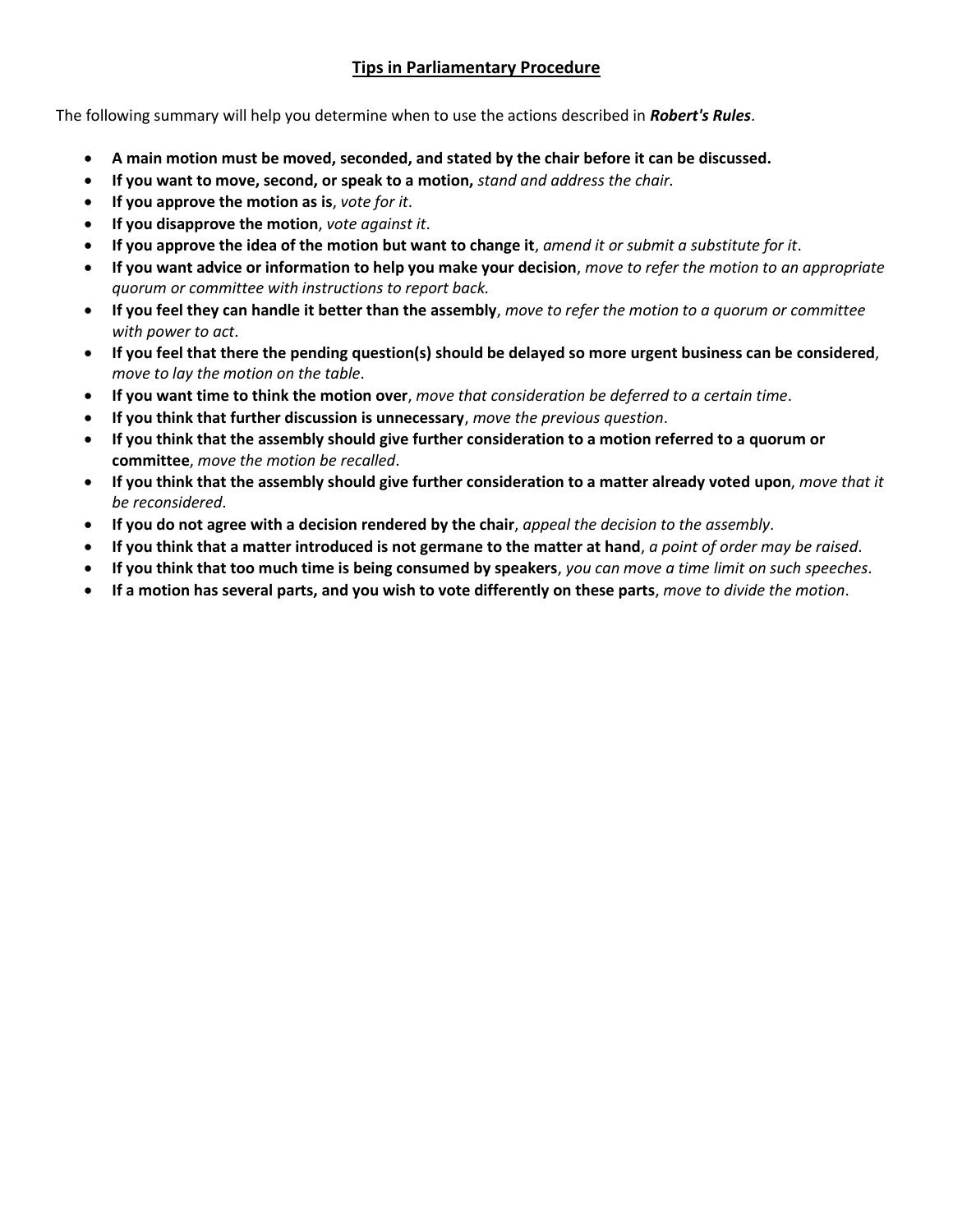## Tips in Parliamentary Procedure

The following summary will help you determine when to use the actions described in ***Robert's Rules***.

- **A main motion must be moved, seconded, and stated by the chair before it can be discussed.**
- **If you want to move, second, or speak to a motion,** *stand and address the chair.*
- **If you approve the motion as is**, *vote for it*.
- **If you disapprove the motion**, *vote against it*.
- **If you approve the idea of the motion but want to change it**, *amend it or submit a substitute for it*.
- **If you want advice or information to help you make your decision**, *move to refer the motion to an appropriate quorum or committee with instructions to report back.*
- **If you feel they can handle it better than the assembly**, *move to refer the motion to a quorum or committee with power to act*.
- **If you feel that there the pending question(s) should be delayed so more urgent business can be considered**, *move to lay the motion on the table*.
- **If you want time to think the motion over**, *move that consideration be deferred to a certain time*.
- **If you think that further discussion is unnecessary**, *move the previous question*.
- **If you think that the assembly should give further consideration to a motion referred to a quorum or committee**, *move the motion be recalled*.
- **If you think that the assembly should give further consideration to a matter already voted upon**, *move that it be reconsidered*.
- **If you do not agree with a decision rendered by the chair**, *appeal the decision to the assembly*.
- **If you think that a matter introduced is not germane to the matter at hand**, *a point of order may be raised*.
- **If you think that too much time is being consumed by speakers**, *you can move a time limit on such speeches*.
- **If a motion has several parts, and you wish to vote differently on these parts**, *move to divide the motion*.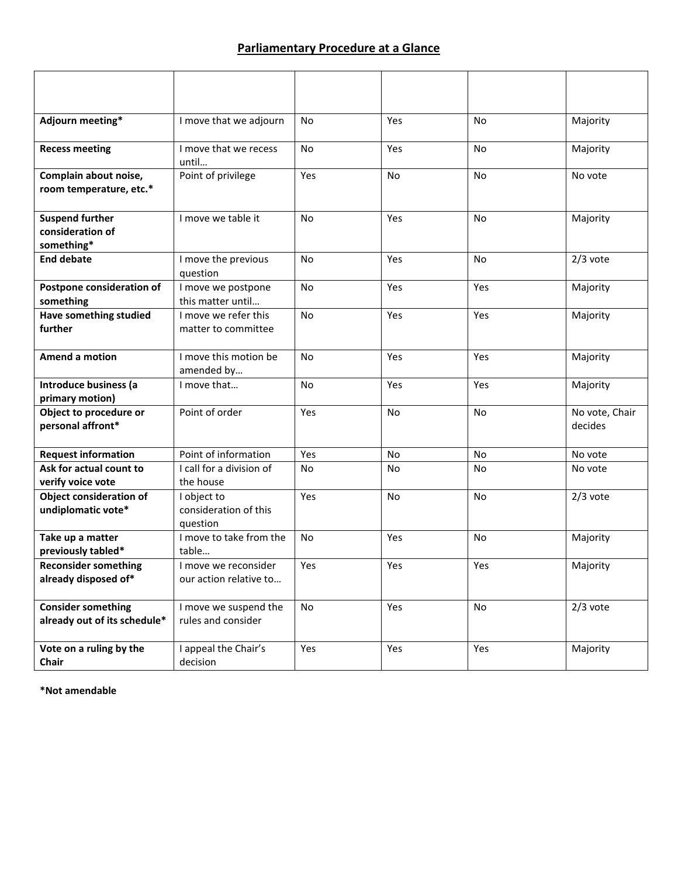## Parliamentary Procedure at a Glance

| | | | | | |
|---|---|---|---|---|---|
| **Adjourn meeting*** | I move that we adjourn | No | Yes | No | Majority |
| **Recess meeting** | I move that we recess until… | No | Yes | No | Majority |
| **Complain about noise, room temperature, etc.*** | Point of privilege | Yes | No | No | No vote |
| **Suspend further consideration of something*** | I move we table it | No | Yes | No | Majority |
| **End debate** | I move the previous question | No | Yes | No | 2/3 vote |
| **Postpone consideration of something** | I move we postpone this matter until… | No | Yes | Yes | Majority |
| **Have something studied further** | I move we refer this matter to committee | No | Yes | Yes | Majority |
| **Amend a motion** | I move this motion be amended by… | No | Yes | Yes | Majority |
| **Introduce business (a primary motion)** | I move that… | No | Yes | Yes | Majority |
| **Object to procedure or personal affront*** | Point of order | Yes | No | No | No vote, Chair decides |
| **Request information** | Point of information | Yes | No | No | No vote |
| **Ask for actual count to verify voice vote** | I call for a division of the house | No | No | No | No vote |
| **Object consideration of undiplomatic vote*** | I object to consideration of this question | Yes | No | No | 2/3 vote |
| **Take up a matter previously tabled*** | I move to take from the table… | No | Yes | No | Majority |
| **Reconsider something already disposed of*** | I move we reconsider our action relative to… | Yes | Yes | Yes | Majority |
| **Consider something already out of its schedule*** | I move we suspend the rules and consider | No | Yes | No | 2/3 vote |
| **Vote on a ruling by the Chair** | I appeal the Chair's decision | Yes | Yes | Yes | Majority |

***Not amendable**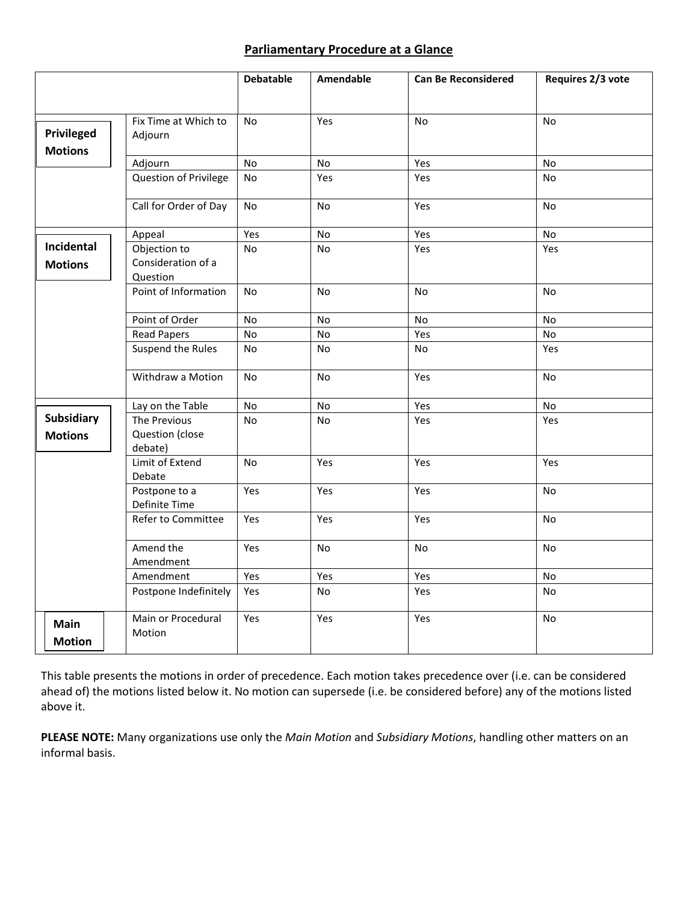## Parliamentary Procedure at a Glance

| | | Debatable | Amendable | Can Be Reconsidered | Requires 2/3 vote |
|---|---|---|---|---|---|
| **Privileged Motions** | Fix Time at Which to Adjourn | No | Yes | No | No |
| | Adjourn | No | No | Yes | No |
| | Question of Privilege | No | Yes | Yes | No |
| | Call for Order of Day | No | No | Yes | No |
| **Incidental Motions** | Appeal | Yes | No | Yes | No |
| | Objection to Consideration of a Question | No | No | Yes | Yes |
| | Point of Information | No | No | No | No |
| | Point of Order | No | No | No | No |
| | Read Papers | No | No | Yes | No |
| | Suspend the Rules | No | No | No | Yes |
| | Withdraw a Motion | No | No | Yes | No |
| **Subsidiary Motions** | Lay on the Table | No | No | Yes | No |
| | The Previous Question (close debate) | No | No | Yes | Yes |
| | Limit of Extend Debate | No | Yes | Yes | Yes |
| | Postpone to a Definite Time | Yes | Yes | Yes | No |
| | Refer to Committee | Yes | Yes | Yes | No |
| | Amend the Amendment | Yes | No | No | No |
| | Amendment | Yes | Yes | Yes | No |
| | Postpone Indefinitely | Yes | No | Yes | No |
| **Main Motion** | Main or Procedural Motion | Yes | Yes | Yes | No |

This table presents the motions in order of precedence. Each motion takes precedence over (i.e. can be considered ahead of) the motions listed below it. No motion can supersede (i.e. be considered before) any of the motions listed above it.

**PLEASE NOTE:** Many organizations use only the *Main Motion* and *Subsidiary Motions*, handling other matters on an informal basis.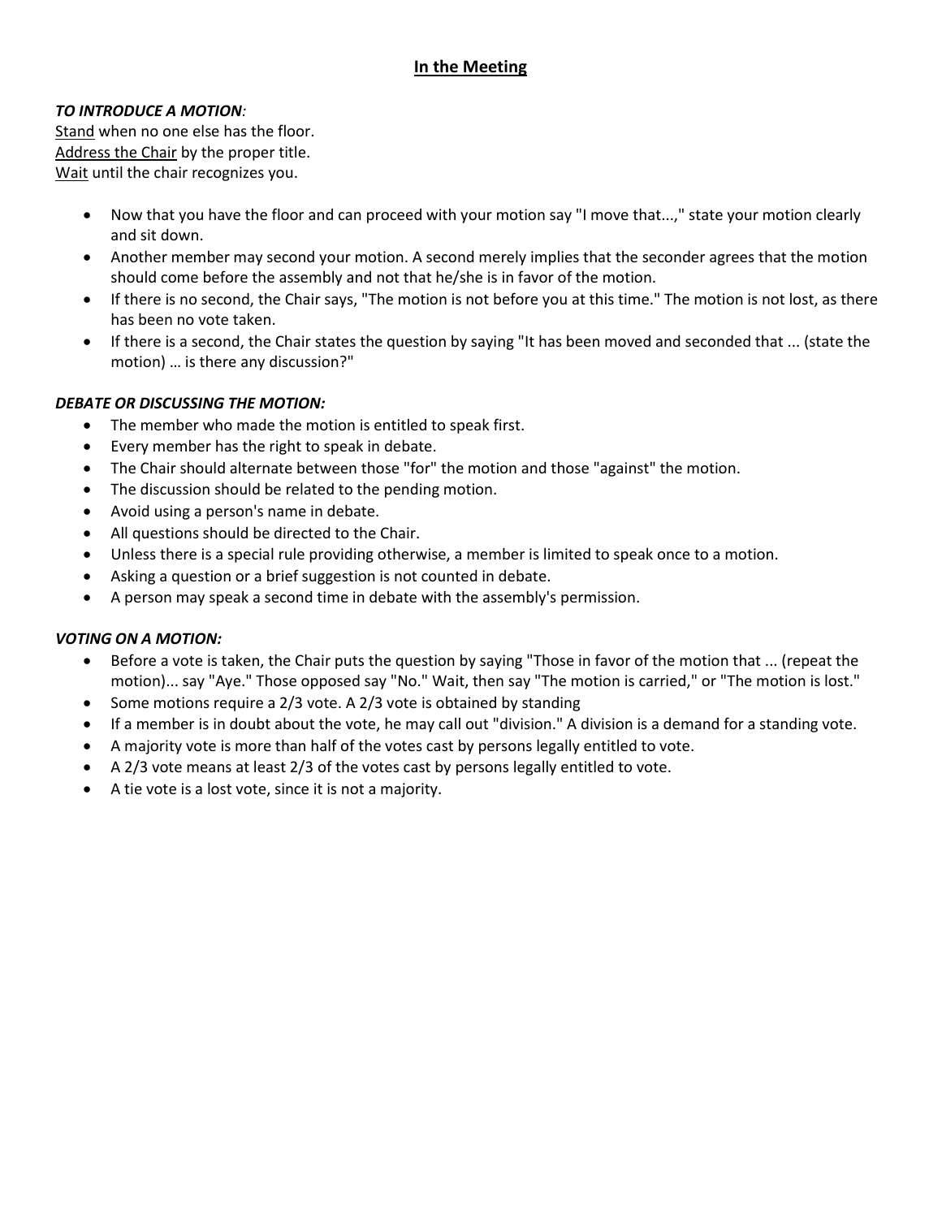## In the Meeting

***TO INTRODUCE A MOTION:***

Stand when no one else has the floor.
Address the Chair by the proper title.
Wait until the chair recognizes you.

- Now that you have the floor and can proceed with your motion say "I move that...," state your motion clearly and sit down.
- Another member may second your motion. A second merely implies that the seconder agrees that the motion should come before the assembly and not that he/she is in favor of the motion.
- If there is no second, the Chair says, "The motion is not before you at this time." The motion is not lost, as there has been no vote taken.
- If there is a second, the Chair states the question by saying "It has been moved and seconded that ... (state the motion) … is there any discussion?"

***DEBATE OR DISCUSSING THE MOTION:***

- The member who made the motion is entitled to speak first.
- Every member has the right to speak in debate.
- The Chair should alternate between those "for" the motion and those "against" the motion.
- The discussion should be related to the pending motion.
- Avoid using a person's name in debate.
- All questions should be directed to the Chair.
- Unless there is a special rule providing otherwise, a member is limited to speak once to a motion.
- Asking a question or a brief suggestion is not counted in debate.
- A person may speak a second time in debate with the assembly's permission.

***VOTING ON A MOTION:***

- Before a vote is taken, the Chair puts the question by saying "Those in favor of the motion that ... (repeat the motion)... say "Aye." Those opposed say "No." Wait, then say "The motion is carried," or "The motion is lost."
- Some motions require a 2/3 vote. A 2/3 vote is obtained by standing
- If a member is in doubt about the vote, he may call out "division." A division is a demand for a standing vote.
- A majority vote is more than half of the votes cast by persons legally entitled to vote.
- A 2/3 vote means at least 2/3 of the votes cast by persons legally entitled to vote.
- A tie vote is a lost vote, since it is not a majority.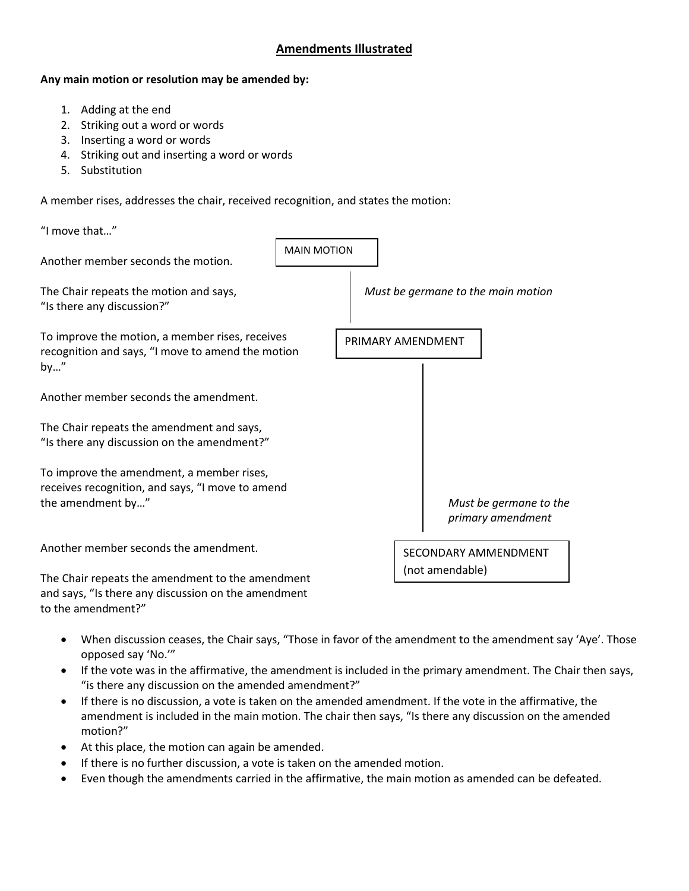## Amendments Illustrated

**Any main motion or resolution may be amended by:**

1. Adding at the end
2. Striking out a word or words
3. Inserting a word or words
4. Striking out and inserting a word or words
5. Substitution

A member rises, addresses the chair, received recognition, and states the motion:

"I move that…"

Another member seconds the motion.

MAIN MOTION

The Chair repeats the motion and says, "Is there any discussion?"

*Must be germane to the main motion*

To improve the motion, a member rises, receives recognition and says, "I move to amend the motion by…"

PRIMARY AMENDMENT

Another member seconds the amendment.

The Chair repeats the amendment and says, "Is there any discussion on the amendment?"

To improve the amendment, a member rises, receives recognition, and says, "I move to amend the amendment by…"

*Must be germane to the primary amendment*

Another member seconds the amendment.

SECONDARY AMMENDMENT (not amendable)

The Chair repeats the amendment to the amendment and says, "Is there any discussion on the amendment to the amendment?"

- When discussion ceases, the Chair says, "Those in favor of the amendment to the amendment say 'Aye'. Those opposed say 'No.'"
- If the vote was in the affirmative, the amendment is included in the primary amendment. The Chair then says, "is there any discussion on the amended amendment?"
- If there is no discussion, a vote is taken on the amended amendment. If the vote in the affirmative, the amendment is included in the main motion. The chair then says, "Is there any discussion on the amended motion?"
- At this place, the motion can again be amended.
- If there is no further discussion, a vote is taken on the amended motion.
- Even though the amendments carried in the affirmative, the main motion as amended can be defeated.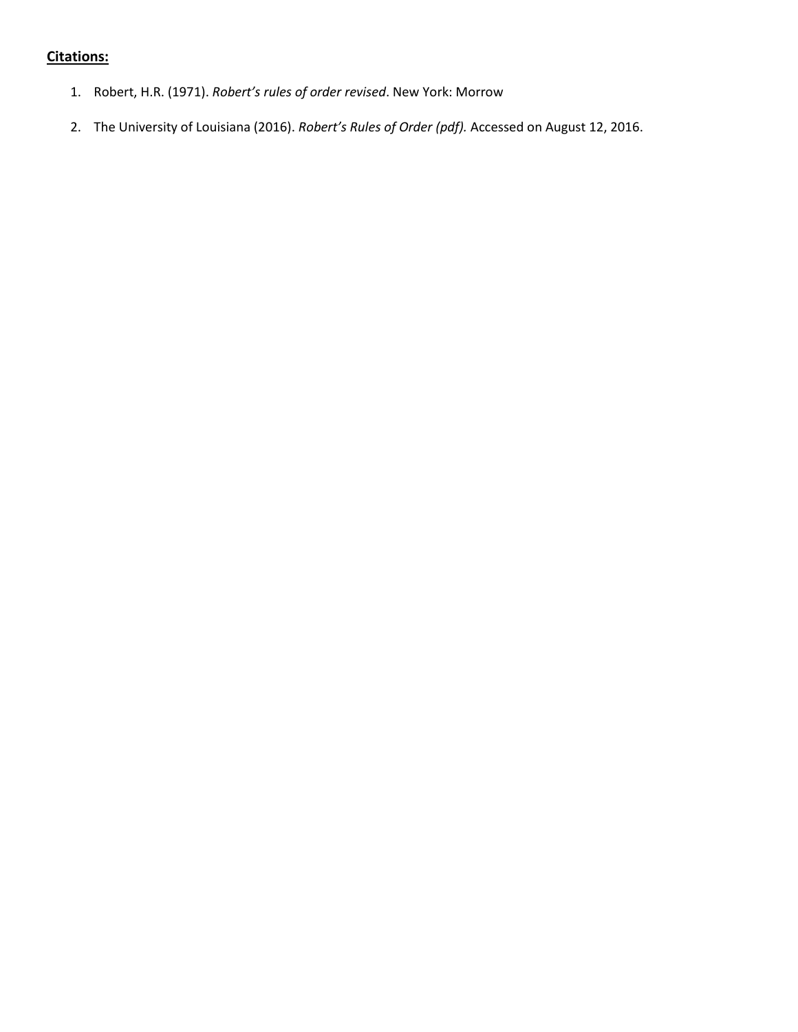**Citations:**

1. Robert, H.R. (1971). *Robert's rules of order revised*. New York: Morrow
2. The University of Louisiana (2016). *Robert's Rules of Order (pdf).* Accessed on August 12, 2016.